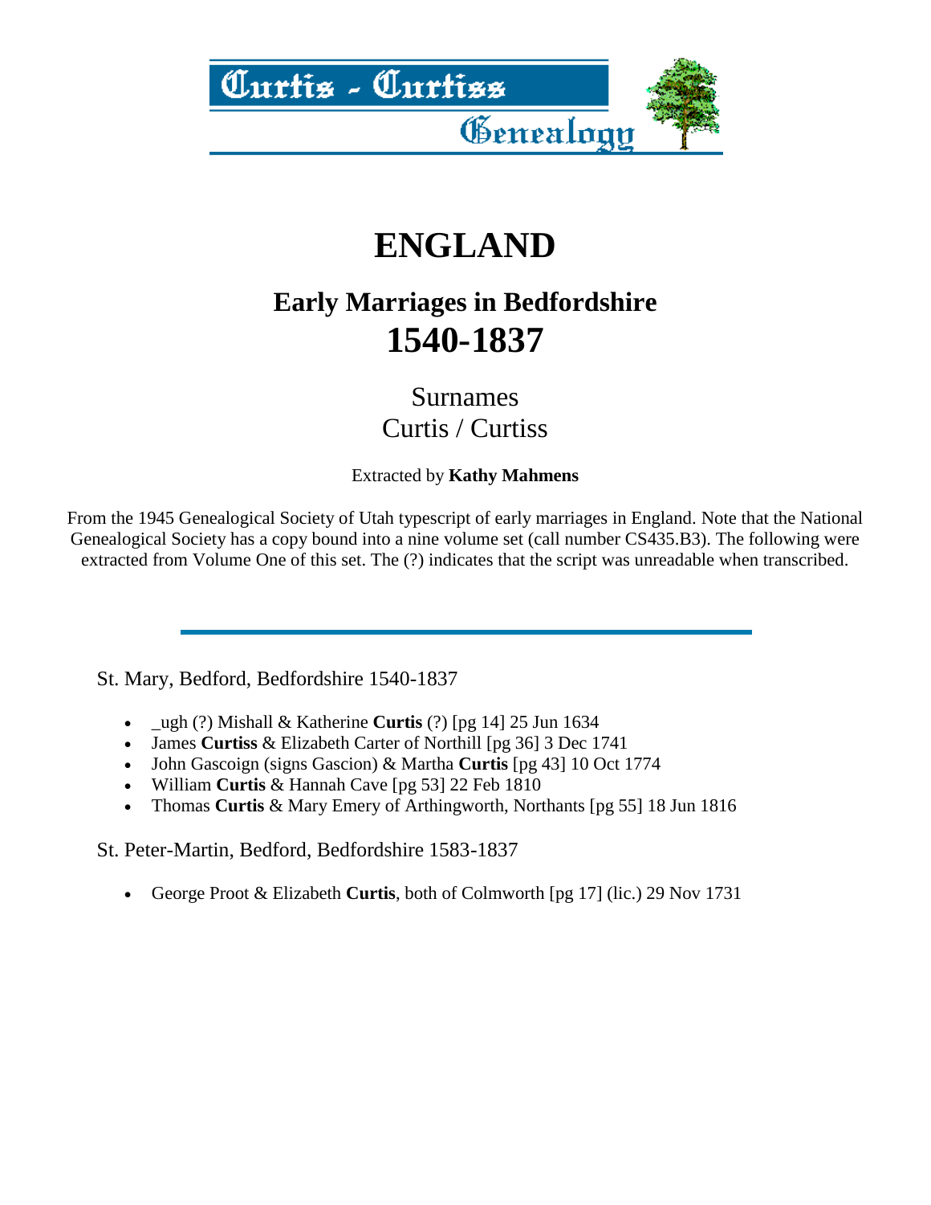Curtis - Curtiss Genealogy

# ENGLAND

## Early Marriages in Bedfordshire
## 1540-1837

Surnames
Curtis / Curtiss

Extracted by **Kathy Mahmens**

From the 1945 Genealogical Society of Utah typescript of early marriages in England. Note that the National Genealogical Society has a copy bound into a nine volume set (call number CS435.B3). The following were extracted from Volume One of this set. The (?) indicates that the script was unreadable when transcribed.

---

St. Mary, Bedford, Bedfordshire 1540-1837

- _ugh (?) Mishall & Katherine **Curtis** (?) [pg 14] 25 Jun 1634
- James **Curtiss** & Elizabeth Carter of Northill [pg 36] 3 Dec 1741
- John Gascoign (signs Gascion) & Martha **Curtis** [pg 43] 10 Oct 1774
- William **Curtis** & Hannah Cave [pg 53] 22 Feb 1810
- Thomas **Curtis** & Mary Emery of Arthingworth, Northants [pg 55] 18 Jun 1816

St. Peter-Martin, Bedford, Bedfordshire 1583-1837

- George Proot & Elizabeth **Curtis**, both of Colmworth [pg 17] (lic.) 29 Nov 1731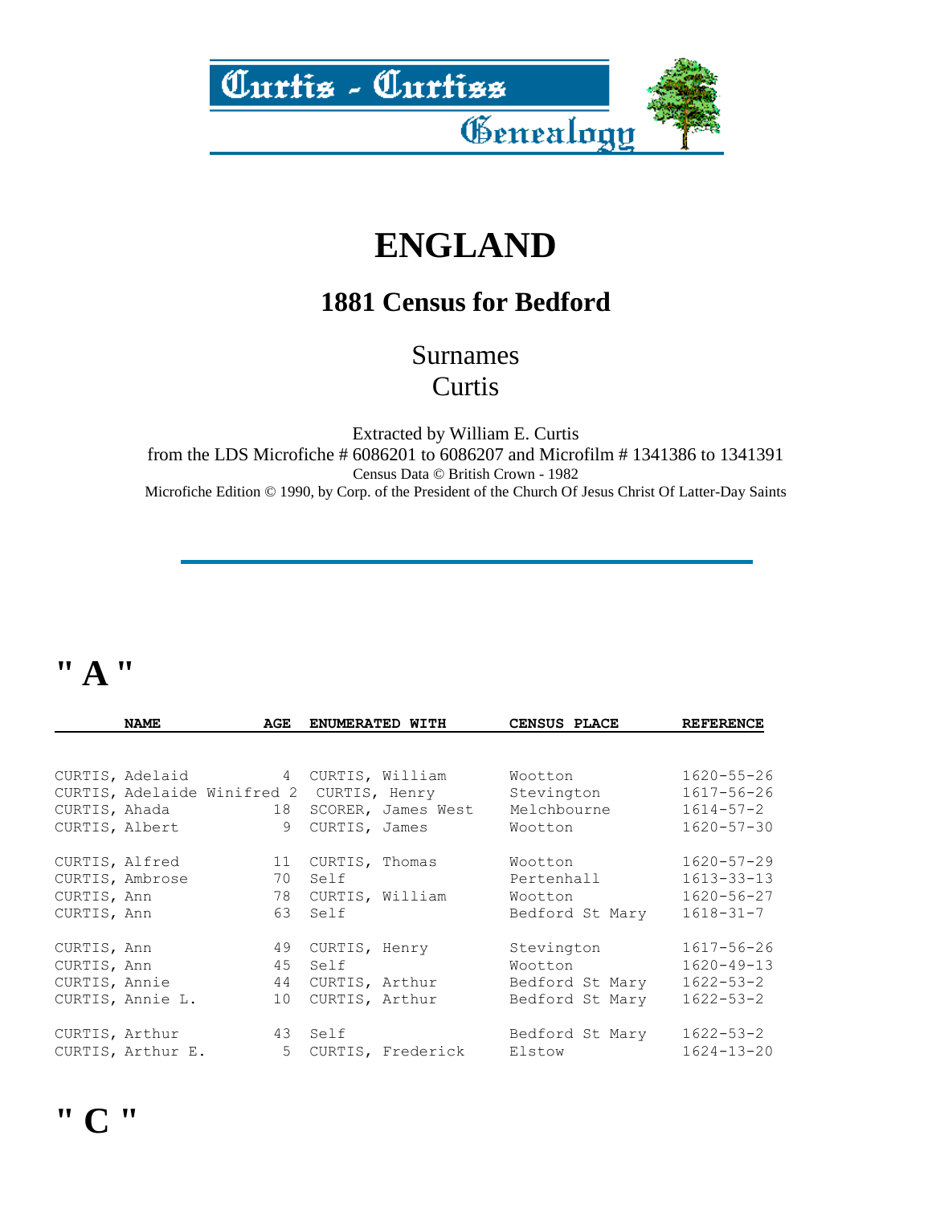# ENGLAND

## 1881 Census for Bedford

Surnames
Curtis

Extracted by William E. Curtis
from the LDS Microfiche # 6086201 to 6086207 and Microfilm # 1341386 to 1341391
Census Data © British Crown - 1982
Microfiche Edition © 1990, by Corp. of the President of the Church Of Jesus Christ Of Latter-Day Saints

---

# " A "

| NAME | AGE | ENUMERATED WITH | CENSUS PLACE | REFERENCE |
|---|---|---|---|---|
| CURTIS, Adelaid | 4 | CURTIS, William | Wootton | 1620-55-26 |
| CURTIS, Adelaide Winifred | 2 | CURTIS, Henry | Stevington | 1617-56-26 |
| CURTIS, Ahada | 18 | SCORER, James West | Melchbourne | 1614-57-2 |
| CURTIS, Albert | 9 | CURTIS, James | Wootton | 1620-57-30 |
| CURTIS, Alfred | 11 | CURTIS, Thomas | Wootton | 1620-57-29 |
| CURTIS, Ambrose | 70 | Self | Pertenhall | 1613-33-13 |
| CURTIS, Ann | 78 | CURTIS, William | Wootton | 1620-56-27 |
| CURTIS, Ann | 63 | Self | Bedford St Mary | 1618-31-7 |
| CURTIS, Ann | 49 | CURTIS, Henry | Stevington | 1617-56-26 |
| CURTIS, Ann | 45 | Self | Wootton | 1620-49-13 |
| CURTIS, Annie | 44 | CURTIS, Arthur | Bedford St Mary | 1622-53-2 |
| CURTIS, Annie L. | 10 | CURTIS, Arthur | Bedford St Mary | 1622-53-2 |
| CURTIS, Arthur | 43 | Self | Bedford St Mary | 1622-53-2 |
| CURTIS, Arthur E. | 5 | CURTIS, Frederick | Elstow | 1624-13-20 |

# " C "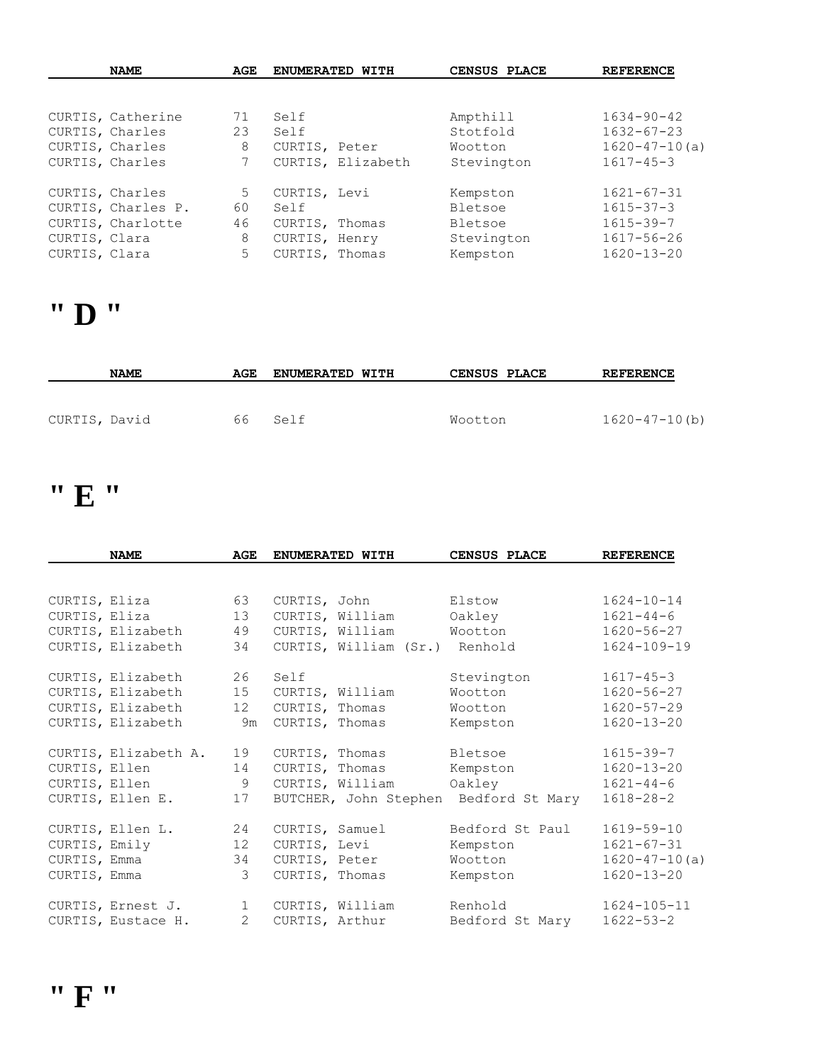| NAME | AGE | ENUMERATED WITH | CENSUS PLACE | REFERENCE |
|---|---|---|---|---|
| CURTIS, Catherine | 71 | Self | Ampthill | 1634-90-42 |
| CURTIS, Charles | 23 | Self | Stotfold | 1632-67-23 |
| CURTIS, Charles | 8 | CURTIS, Peter | Wootton | 1620-47-10(a) |
| CURTIS, Charles | 7 | CURTIS, Elizabeth | Stevington | 1617-45-3 |
| CURTIS, Charles | 5 | CURTIS, Levi | Kempston | 1621-67-31 |
| CURTIS, Charles P. | 60 | Self | Bletsoe | 1615-37-3 |
| CURTIS, Charlotte | 46 | CURTIS, Thomas | Bletsoe | 1615-39-7 |
| CURTIS, Clara | 8 | CURTIS, Henry | Stevington | 1617-56-26 |
| CURTIS, Clara | 5 | CURTIS, Thomas | Kempston | 1620-13-20 |

# " D "

| NAME | AGE | ENUMERATED WITH | CENSUS PLACE | REFERENCE |
|---|---|---|---|---|
| CURTIS, David | 66 | Self | Wootton | 1620-47-10(b) |

# " E "

| NAME | AGE | ENUMERATED WITH | CENSUS PLACE | REFERENCE |
|---|---|---|---|---|
| CURTIS, Eliza | 63 | CURTIS, John | Elstow | 1624-10-14 |
| CURTIS, Eliza | 13 | CURTIS, William | Oakley | 1621-44-6 |
| CURTIS, Elizabeth | 49 | CURTIS, William | Wootton | 1620-56-27 |
| CURTIS, Elizabeth | 34 | CURTIS, William (Sr.) | Renhold | 1624-109-19 |
| CURTIS, Elizabeth | 26 | Self | Stevington | 1617-45-3 |
| CURTIS, Elizabeth | 15 | CURTIS, William | Wootton | 1620-56-27 |
| CURTIS, Elizabeth | 12 | CURTIS, Thomas | Wootton | 1620-57-29 |
| CURTIS, Elizabeth | 9m | CURTIS, Thomas | Kempston | 1620-13-20 |
| CURTIS, Elizabeth A. | 19 | CURTIS, Thomas | Bletsoe | 1615-39-7 |
| CURTIS, Ellen | 14 | CURTIS, Thomas | Kempston | 1620-13-20 |
| CURTIS, Ellen | 9 | CURTIS, William | Oakley | 1621-44-6 |
| CURTIS, Ellen E. | 17 | BUTCHER, John Stephen | Bedford St Mary | 1618-28-2 |
| CURTIS, Ellen L. | 24 | CURTIS, Samuel | Bedford St Paul | 1619-59-10 |
| CURTIS, Emily | 12 | CURTIS, Levi | Kempston | 1621-67-31 |
| CURTIS, Emma | 34 | CURTIS, Peter | Wootton | 1620-47-10(a) |
| CURTIS, Emma | 3 | CURTIS, Thomas | Kempston | 1620-13-20 |
| CURTIS, Ernest J. | 1 | CURTIS, William | Renhold | 1624-105-11 |
| CURTIS, Eustace H. | 2 | CURTIS, Arthur | Bedford St Mary | 1622-53-2 |

# " F "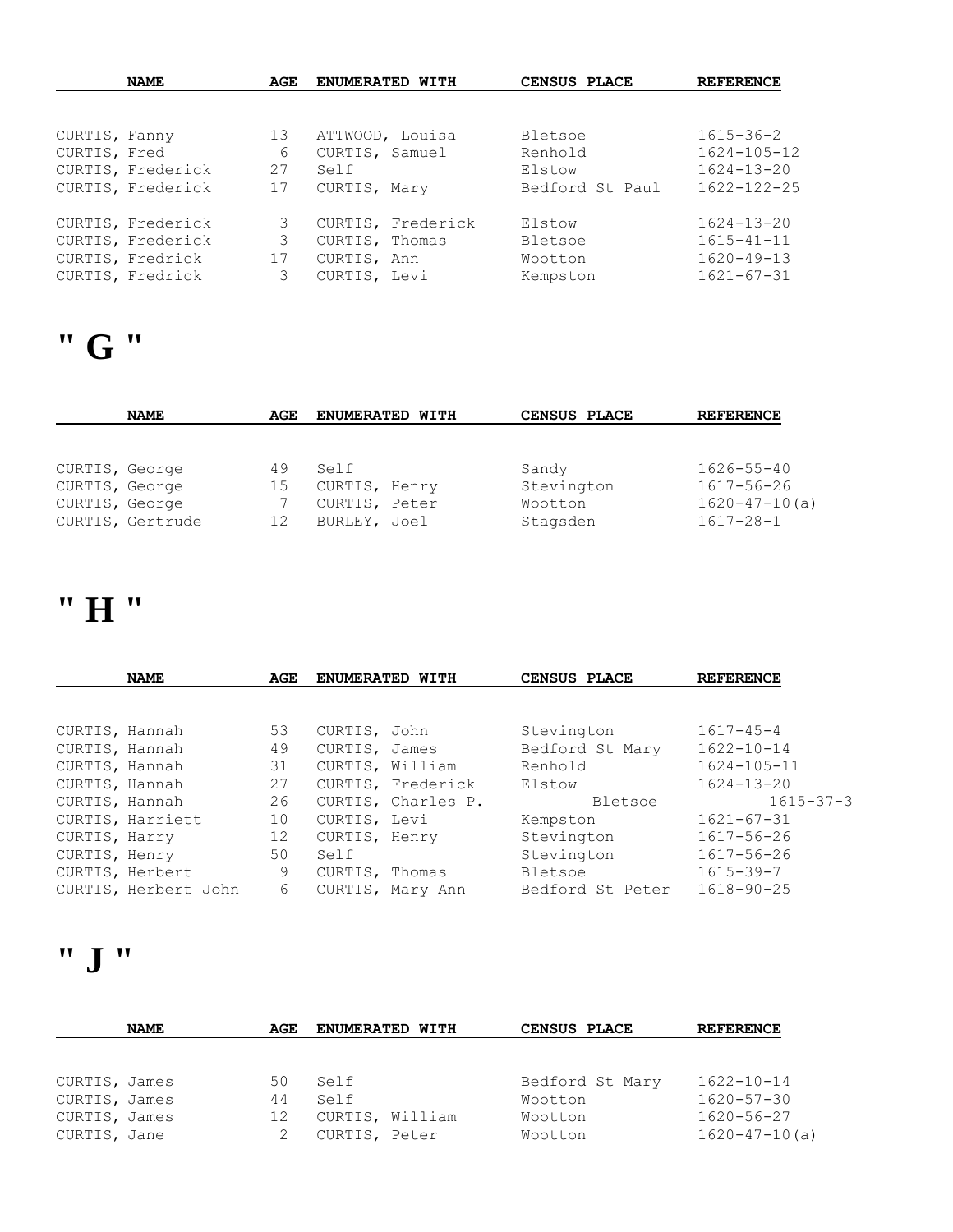| NAME | AGE | ENUMERATED WITH | CENSUS PLACE | REFERENCE |
|---|---|---|---|---|
| CURTIS, Fanny | 13 | ATTWOOD, Louisa | Bletsoe | 1615-36-2 |
| CURTIS, Fred | 6 | CURTIS, Samuel | Renhold | 1624-105-12 |
| CURTIS, Frederick | 27 | Self | Elstow | 1624-13-20 |
| CURTIS, Frederick | 17 | CURTIS, Mary | Bedford St Paul | 1622-122-25 |
| CURTIS, Frederick | 3 | CURTIS, Frederick | Elstow | 1624-13-20 |
| CURTIS, Frederick | 3 | CURTIS, Thomas | Bletsoe | 1615-41-11 |
| CURTIS, Fredrick | 17 | CURTIS, Ann | Wootton | 1620-49-13 |
| CURTIS, Fredrick | 3 | CURTIS, Levi | Kempston | 1621-67-31 |

# " G "

| NAME | AGE | ENUMERATED WITH | CENSUS PLACE | REFERENCE |
|---|---|---|---|---|
| CURTIS, George | 49 | Self | Sandy | 1626-55-40 |
| CURTIS, George | 15 | CURTIS, Henry | Stevington | 1617-56-26 |
| CURTIS, George | 7 | CURTIS, Peter | Wootton | 1620-47-10(a) |
| CURTIS, Gertrude | 12 | BURLEY, Joel | Stagsden | 1617-28-1 |

# " H "

| NAME | AGE | ENUMERATED WITH | CENSUS PLACE | REFERENCE |
|---|---|---|---|---|
| CURTIS, Hannah | 53 | CURTIS, John | Stevington | 1617-45-4 |
| CURTIS, Hannah | 49 | CURTIS, James | Bedford St Mary | 1622-10-14 |
| CURTIS, Hannah | 31 | CURTIS, William | Renhold | 1624-105-11 |
| CURTIS, Hannah | 27 | CURTIS, Frederick | Elstow | 1624-13-20 |
| CURTIS, Hannah | 26 | CURTIS, Charles P. | Bletsoe | 1615-37-3 |
| CURTIS, Harriett | 10 | CURTIS, Levi | Kempston | 1621-67-31 |
| CURTIS, Harry | 12 | CURTIS, Henry | Stevington | 1617-56-26 |
| CURTIS, Henry | 50 | Self | Stevington | 1617-56-26 |
| CURTIS, Herbert | 9 | CURTIS, Thomas | Bletsoe | 1615-39-7 |
| CURTIS, Herbert John | 6 | CURTIS, Mary Ann | Bedford St Peter | 1618-90-25 |

# " J "

| NAME | AGE | ENUMERATED WITH | CENSUS PLACE | REFERENCE |
|---|---|---|---|---|
| CURTIS, James | 50 | Self | Bedford St Mary | 1622-10-14 |
| CURTIS, James | 44 | Self | Wootton | 1620-57-30 |
| CURTIS, James | 12 | CURTIS, William | Wootton | 1620-56-27 |
| CURTIS, Jane | 2 | CURTIS, Peter | Wootton | 1620-47-10(a) |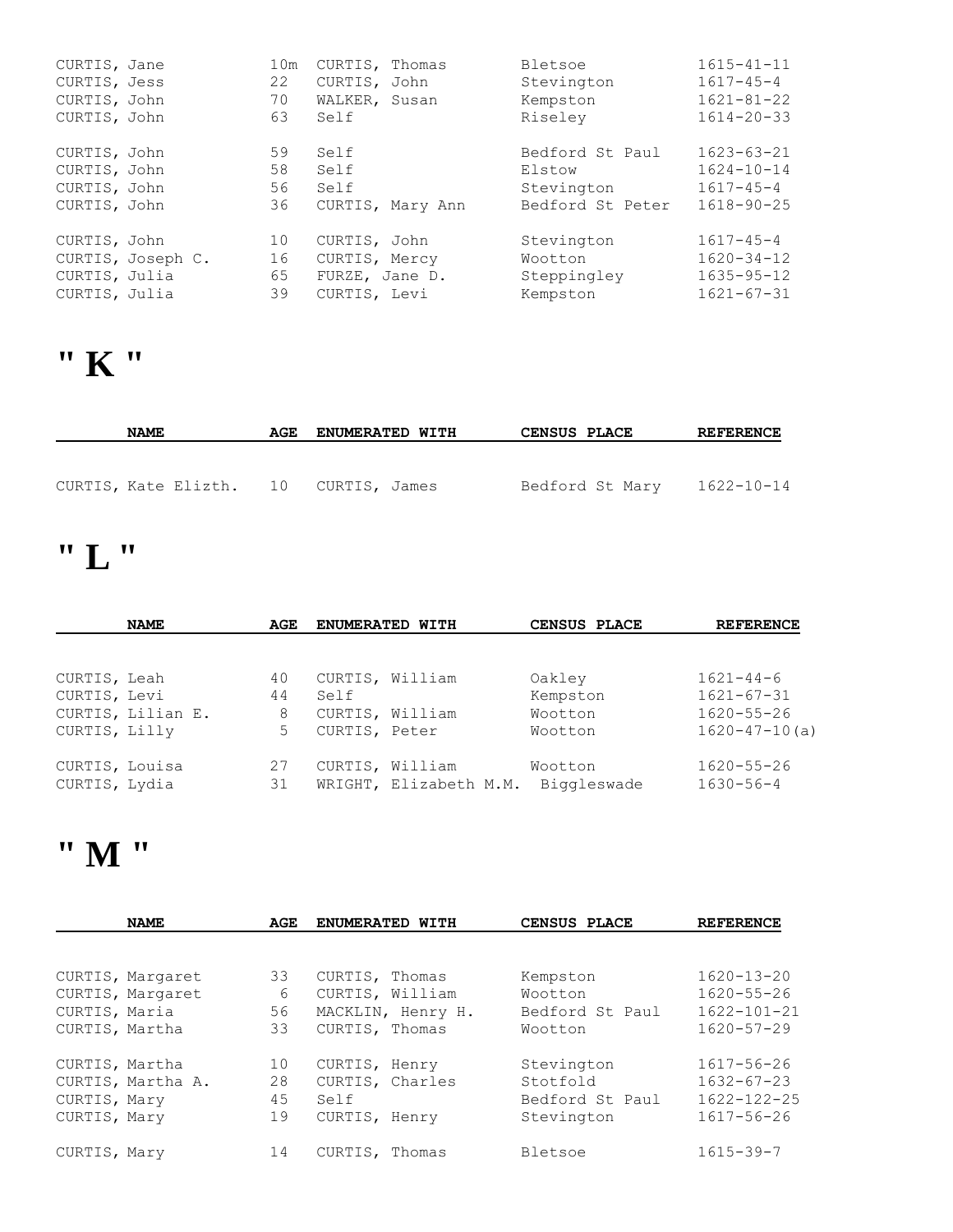| NAME | AGE | ENUMERATED WITH | CENSUS PLACE | REFERENCE |
|---|---|---|---|---|
| CURTIS, Jane | 10m | CURTIS, Thomas | Bletsoe | 1615-41-11 |
| CURTIS, Jess | 22 | CURTIS, John | Stevington | 1617-45-4 |
| CURTIS, John | 70 | WALKER, Susan | Kempston | 1621-81-22 |
| CURTIS, John | 63 | Self | Riseley | 1614-20-33 |
| CURTIS, John | 59 | Self | Bedford St Paul | 1623-63-21 |
| CURTIS, John | 58 | Self | Elstow | 1624-10-14 |
| CURTIS, John | 56 | Self | Stevington | 1617-45-4 |
| CURTIS, John | 36 | CURTIS, Mary Ann | Bedford St Peter | 1618-90-25 |
| CURTIS, John | 10 | CURTIS, John | Stevington | 1617-45-4 |
| CURTIS, Joseph C. | 16 | CURTIS, Mercy | Wootton | 1620-34-12 |
| CURTIS, Julia | 65 | FURZE, Jane D. | Steppingley | 1635-95-12 |
| CURTIS, Julia | 39 | CURTIS, Levi | Kempston | 1621-67-31 |

# " K "

| NAME | AGE | ENUMERATED WITH | CENSUS PLACE | REFERENCE |
|---|---|---|---|---|
| CURTIS, Kate Elizth. | 10 | CURTIS, James | Bedford St Mary | 1622-10-14 |

# " L "

| NAME | AGE | ENUMERATED WITH | CENSUS PLACE | REFERENCE |
|---|---|---|---|---|
| CURTIS, Leah | 40 | CURTIS, William | Oakley | 1621-44-6 |
| CURTIS, Levi | 44 | Self | Kempston | 1621-67-31 |
| CURTIS, Lilian E. | 8 | CURTIS, William | Wootton | 1620-55-26 |
| CURTIS, Lilly | 5 | CURTIS, Peter | Wootton | 1620-47-10(a) |
| CURTIS, Louisa | 27 | CURTIS, William | Wootton | 1620-55-26 |
| CURTIS, Lydia | 31 | WRIGHT, Elizabeth M.M. | Biggleswade | 1630-56-4 |

# " M "

| NAME | AGE | ENUMERATED WITH | CENSUS PLACE | REFERENCE |
|---|---|---|---|---|
| CURTIS, Margaret | 33 | CURTIS, Thomas | Kempston | 1620-13-20 |
| CURTIS, Margaret | 6 | CURTIS, William | Wootton | 1620-55-26 |
| CURTIS, Maria | 56 | MACKLIN, Henry H. | Bedford St Paul | 1622-101-21 |
| CURTIS, Martha | 33 | CURTIS, Thomas | Wootton | 1620-57-29 |
| CURTIS, Martha | 10 | CURTIS, Henry | Stevington | 1617-56-26 |
| CURTIS, Martha A. | 28 | CURTIS, Charles | Stotfold | 1632-67-23 |
| CURTIS, Mary | 45 | Self | Bedford St Paul | 1622-122-25 |
| CURTIS, Mary | 19 | CURTIS, Henry | Stevington | 1617-56-26 |
| CURTIS, Mary | 14 | CURTIS, Thomas | Bletsoe | 1615-39-7 |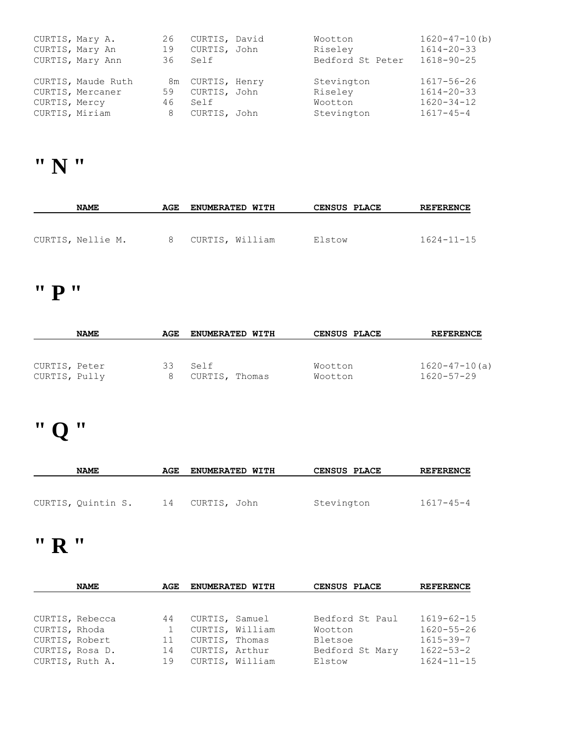| NAME | AGE | ENUMERATED WITH | CENSUS PLACE | REFERENCE |
|---|---|---|---|---|
| CURTIS, Mary A. | 26 | CURTIS, David | Wootton | 1620-47-10(b) |
| CURTIS, Mary An | 19 | CURTIS, John | Riseley | 1614-20-33 |
| CURTIS, Mary Ann | 36 | Self | Bedford St Peter | 1618-90-25 |
| CURTIS, Maude Ruth | 8m | CURTIS, Henry | Stevington | 1617-56-26 |
| CURTIS, Mercaner | 59 | CURTIS, John | Riseley | 1614-20-33 |
| CURTIS, Mercy | 46 | Self | Wootton | 1620-34-12 |
| CURTIS, Miriam | 8 | CURTIS, John | Stevington | 1617-45-4 |

# " N "

| NAME | AGE | ENUMERATED WITH | CENSUS PLACE | REFERENCE |
|---|---|---|---|---|
| CURTIS, Nellie M. | 8 | CURTIS, William | Elstow | 1624-11-15 |

# " P "

| NAME | AGE | ENUMERATED WITH | CENSUS PLACE | REFERENCE |
|---|---|---|---|---|
| CURTIS, Peter | 33 | Self | Wootton | 1620-47-10(a) |
| CURTIS, Pully | 8 | CURTIS, Thomas | Wootton | 1620-57-29 |

# " Q "

| NAME | AGE | ENUMERATED WITH | CENSUS PLACE | REFERENCE |
|---|---|---|---|---|
| CURTIS, Quintin S. | 14 | CURTIS, John | Stevington | 1617-45-4 |

# " R "

| NAME | AGE | ENUMERATED WITH | CENSUS PLACE | REFERENCE |
|---|---|---|---|---|
| CURTIS, Rebecca | 44 | CURTIS, Samuel | Bedford St Paul | 1619-62-15 |
| CURTIS, Rhoda | 1 | CURTIS, William | Wootton | 1620-55-26 |
| CURTIS, Robert | 11 | CURTIS, Thomas | Bletsoe | 1615-39-7 |
| CURTIS, Rosa D. | 14 | CURTIS, Arthur | Bedford St Mary | 1622-53-2 |
| CURTIS, Ruth A. | 19 | CURTIS, William | Elstow | 1624-11-15 |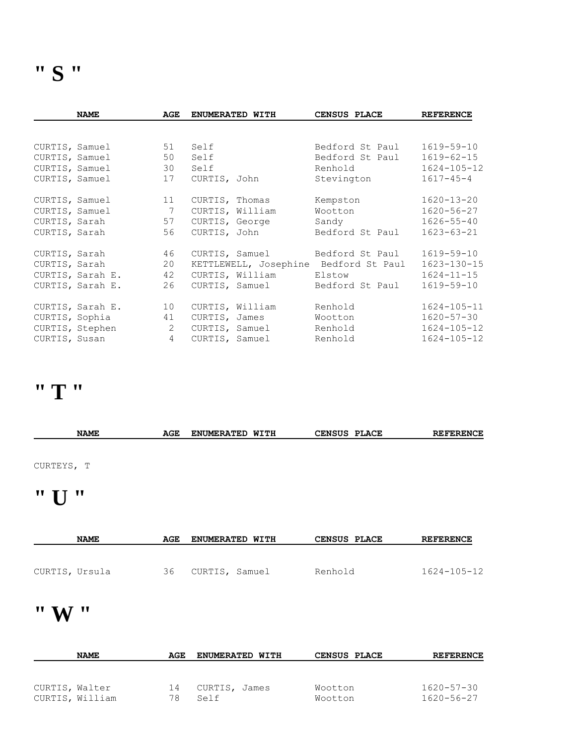# " S "

| NAME | AGE | ENUMERATED WITH | CENSUS PLACE | REFERENCE |
|---|---|---|---|---|
| CURTIS, Samuel | 51 | Self | Bedford St Paul | 1619-59-10 |
| CURTIS, Samuel | 50 | Self | Bedford St Paul | 1619-62-15 |
| CURTIS, Samuel | 30 | Self | Renhold | 1624-105-12 |
| CURTIS, Samuel | 17 | CURTIS, John | Stevington | 1617-45-4 |
| CURTIS, Samuel | 11 | CURTIS, Thomas | Kempston | 1620-13-20 |
| CURTIS, Samuel | 7 | CURTIS, William | Wootton | 1620-56-27 |
| CURTIS, Sarah | 57 | CURTIS, George | Sandy | 1626-55-40 |
| CURTIS, Sarah | 56 | CURTIS, John | Bedford St Paul | 1623-63-21 |
| CURTIS, Sarah | 46 | CURTIS, Samuel | Bedford St Paul | 1619-59-10 |
| CURTIS, Sarah | 20 | KETTLEWELL, Josephine | Bedford St Paul | 1623-130-15 |
| CURTIS, Sarah E. | 42 | CURTIS, William | Elstow | 1624-11-15 |
| CURTIS, Sarah E. | 26 | CURTIS, Samuel | Bedford St Paul | 1619-59-10 |
| CURTIS, Sarah E. | 10 | CURTIS, William | Renhold | 1624-105-11 |
| CURTIS, Sophia | 41 | CURTIS, James | Wootton | 1620-57-30 |
| CURTIS, Stephen | 2 | CURTIS, Samuel | Renhold | 1624-105-12 |
| CURTIS, Susan | 4 | CURTIS, Samuel | Renhold | 1624-105-12 |

# " T "

| NAME | AGE | ENUMERATED WITH | CENSUS PLACE | REFERENCE |
|---|---|---|---|---|
| CURTEYS, T | | | | |

# " U "

| NAME | AGE | ENUMERATED WITH | CENSUS PLACE | REFERENCE |
|---|---|---|---|---|
| CURTIS, Ursula | 36 | CURTIS, Samuel | Renhold | 1624-105-12 |

# " W "

| NAME | AGE | ENUMERATED WITH | CENSUS PLACE | REFERENCE |
|---|---|---|---|---|
| CURTIS, Walter | 14 | CURTIS, James | Wootton | 1620-57-30 |
| CURTIS, William | 78 | Self | Wootton | 1620-56-27 |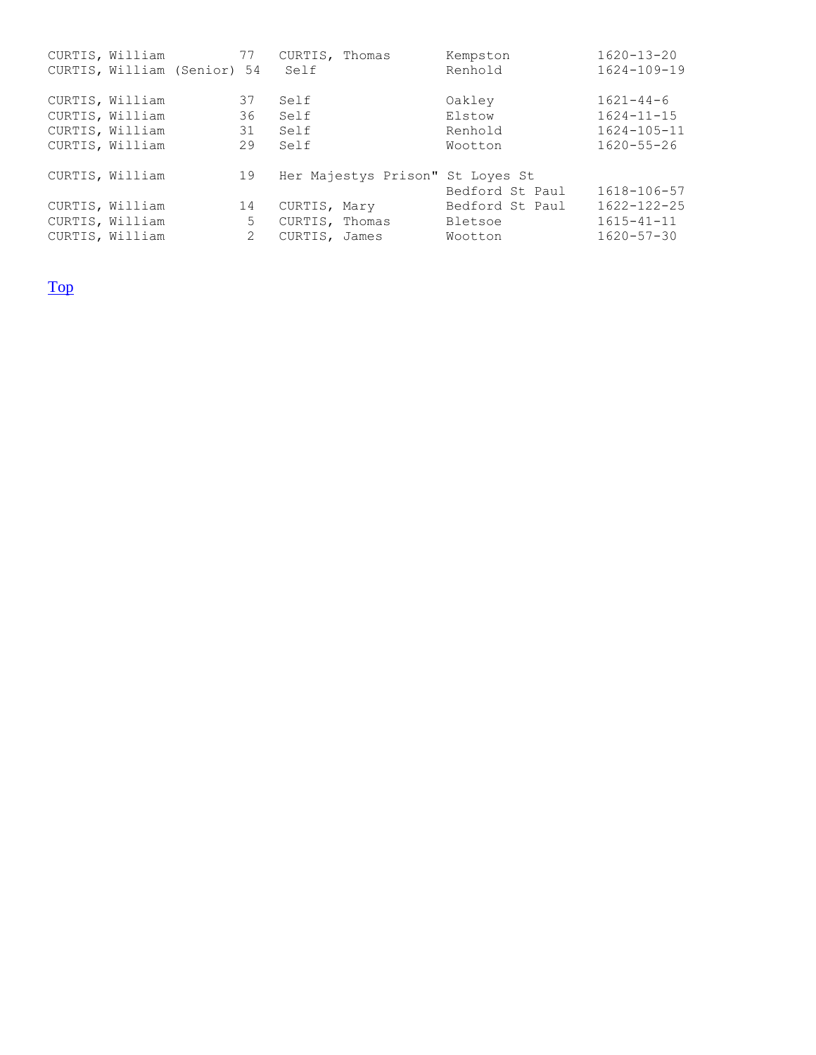| | | | | |
|---|---|---|---|---|
| CURTIS, William | 77 | CURTIS, Thomas | Kempston | 1620-13-20 |
| CURTIS, William (Senior) | 54 | Self | Renhold | 1624-109-19 |
| CURTIS, William | 37 | Self | Oakley | 1621-44-6 |
| CURTIS, William | 36 | Self | Elstow | 1624-11-15 |
| CURTIS, William | 31 | Self | Renhold | 1624-105-11 |
| CURTIS, William | 29 | Self | Wootton | 1620-55-26 |
| CURTIS, William | 19 | Her Majestys Prison" St Loyes St | Bedford St Paul | 1618-106-57 |
| CURTIS, William | 14 | CURTIS, Mary | Bedford St Paul | 1622-122-25 |
| CURTIS, William | 5 | CURTIS, Thomas | Bletsoe | 1615-41-11 |
| CURTIS, William | 2 | CURTIS, James | Wootton | 1620-57-30 |

Top